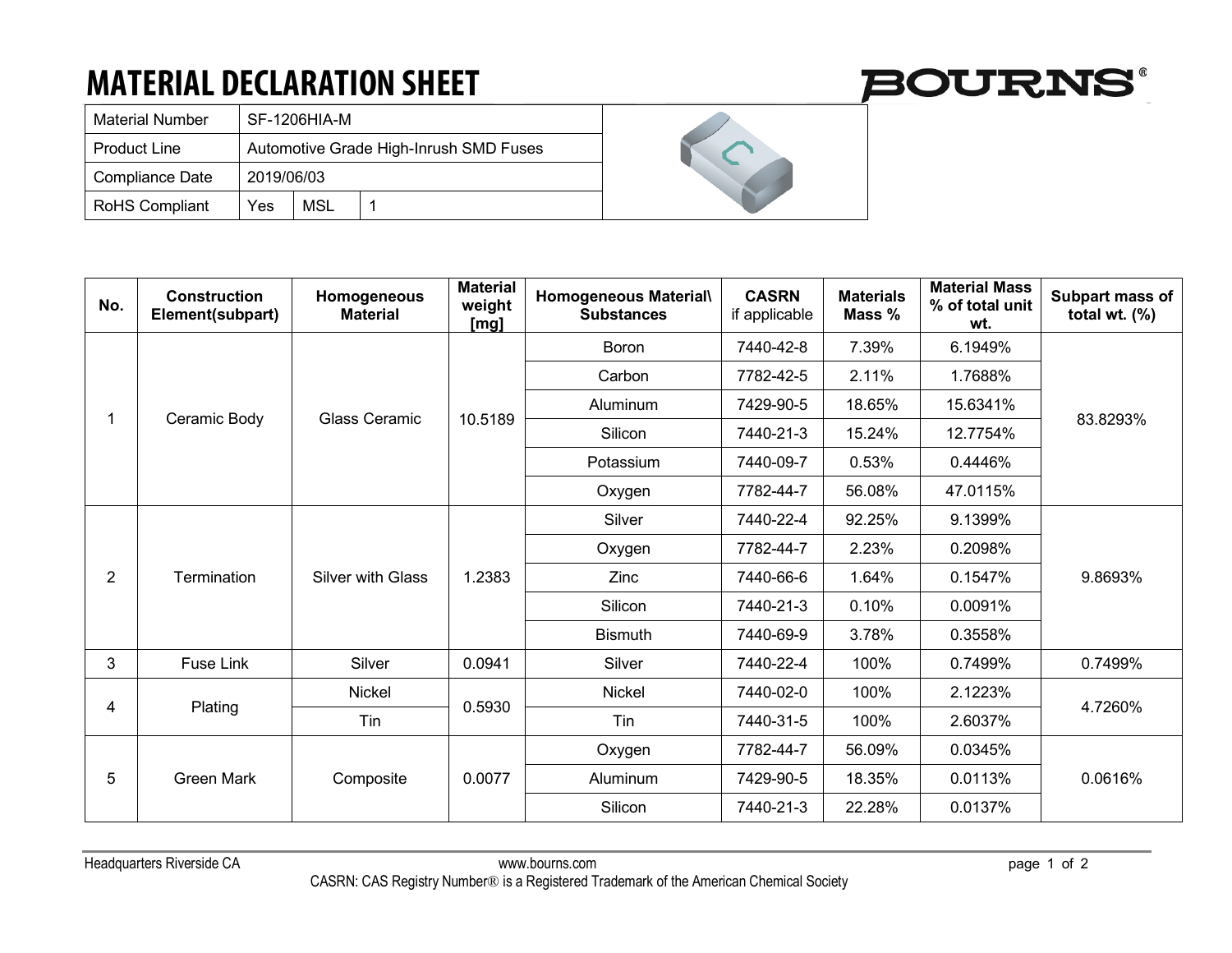# MATERIAL DECLARATION SHEET

BOURNS®

| | | | |
|---|---|---|---|
| Material Number | SF-1206HIA-M | | |
| Product Line | Automotive Grade High-Inrush SMD Fuses | | |
| Compliance Date | 2019/06/03 | | |
| RoHS Compliant | Yes | MSL | 1 |

| No. | Construction Element(subpart) | Homogeneous Material | Material weight [mg] | Homogeneous Material\ Substances | CASRN if applicable | Materials Mass % | Material Mass % of total unit wt. | Subpart mass of total wt. (%) |
|---|---|---|---|---|---|---|---|---|
| 1 | Ceramic Body | Glass Ceramic | 10.5189 | Boron | 7440-42-8 | 7.39% | 6.1949% | 83.8293% |
| | | | | Carbon | 7782-42-5 | 2.11% | 1.7688% | |
| | | | | Aluminum | 7429-90-5 | 18.65% | 15.6341% | |
| | | | | Silicon | 7440-21-3 | 15.24% | 12.7754% | |
| | | | | Potassium | 7440-09-7 | 0.53% | 0.4446% | |
| | | | | Oxygen | 7782-44-7 | 56.08% | 47.0115% | |
| 2 | Termination | Silver with Glass | 1.2383 | Silver | 7440-22-4 | 92.25% | 9.1399% | 9.8693% |
| | | | | Oxygen | 7782-44-7 | 2.23% | 0.2098% | |
| | | | | Zinc | 7440-66-6 | 1.64% | 0.1547% | |
| | | | | Silicon | 7440-21-3 | 0.10% | 0.0091% | |
| | | | | Bismuth | 7440-69-9 | 3.78% | 0.3558% | |
| 3 | Fuse Link | Silver | 0.0941 | Silver | 7440-22-4 | 100% | 0.7499% | 0.7499% |
| 4 | Plating | Nickel | 0.5930 | Nickel | 7440-02-0 | 100% | 2.1223% | 4.7260% |
| | | Tin | | Tin | 7440-31-5 | 100% | 2.6037% | |
| 5 | Green Mark | Composite | 0.0077 | Oxygen | 7782-44-7 | 56.09% | 0.0345% | 0.0616% |
| | | | | Aluminum | 7429-90-5 | 18.35% | 0.0113% | |
| | | | | Silicon | 7440-21-3 | 22.28% | 0.0137% | |

Headquarters Riverside CA www.bourns.com

CASRN: CAS Registry Number® is a Registered Trademark of the American Chemical Society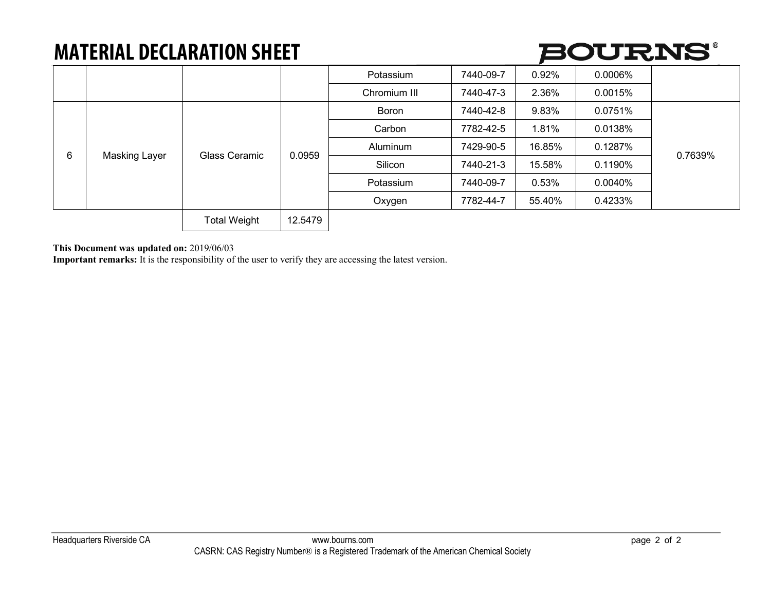# MATERIAL DECLARATION SHEET

| | | | | | | | | |
|---|---|---|---|---|---|---|---|---|
| | | | | Potassium | 7440-09-7 | 0.92% | 0.0006% | |
| | | | | Chromium III | 7440-47-3 | 2.36% | 0.0015% | |
| 6 | Masking Layer | Glass Ceramic | 0.0959 | Boron | 7440-42-8 | 9.83% | 0.0751% | 0.7639% |
| | | | | Carbon | 7782-42-5 | 1.81% | 0.0138% | |
| | | | | Aluminum | 7429-90-5 | 16.85% | 0.1287% | |
| | | | | Silicon | 7440-21-3 | 15.58% | 0.1190% | |
| | | | | Potassium | 7440-09-7 | 0.53% | 0.0040% | |
| | | | | Oxygen | 7782-44-7 | 55.40% | 0.4233% | |
| | | Total Weight | 12.5479 | | | | | |

**This Document was updated on:** 2019/06/03

**Important remarks:** It is the responsibility of the user to verify they are accessing the latest version.

Headquarters Riverside CA www.bourns.com

CASRN: CAS Registry Number® is a Registered Trademark of the American Chemical Society